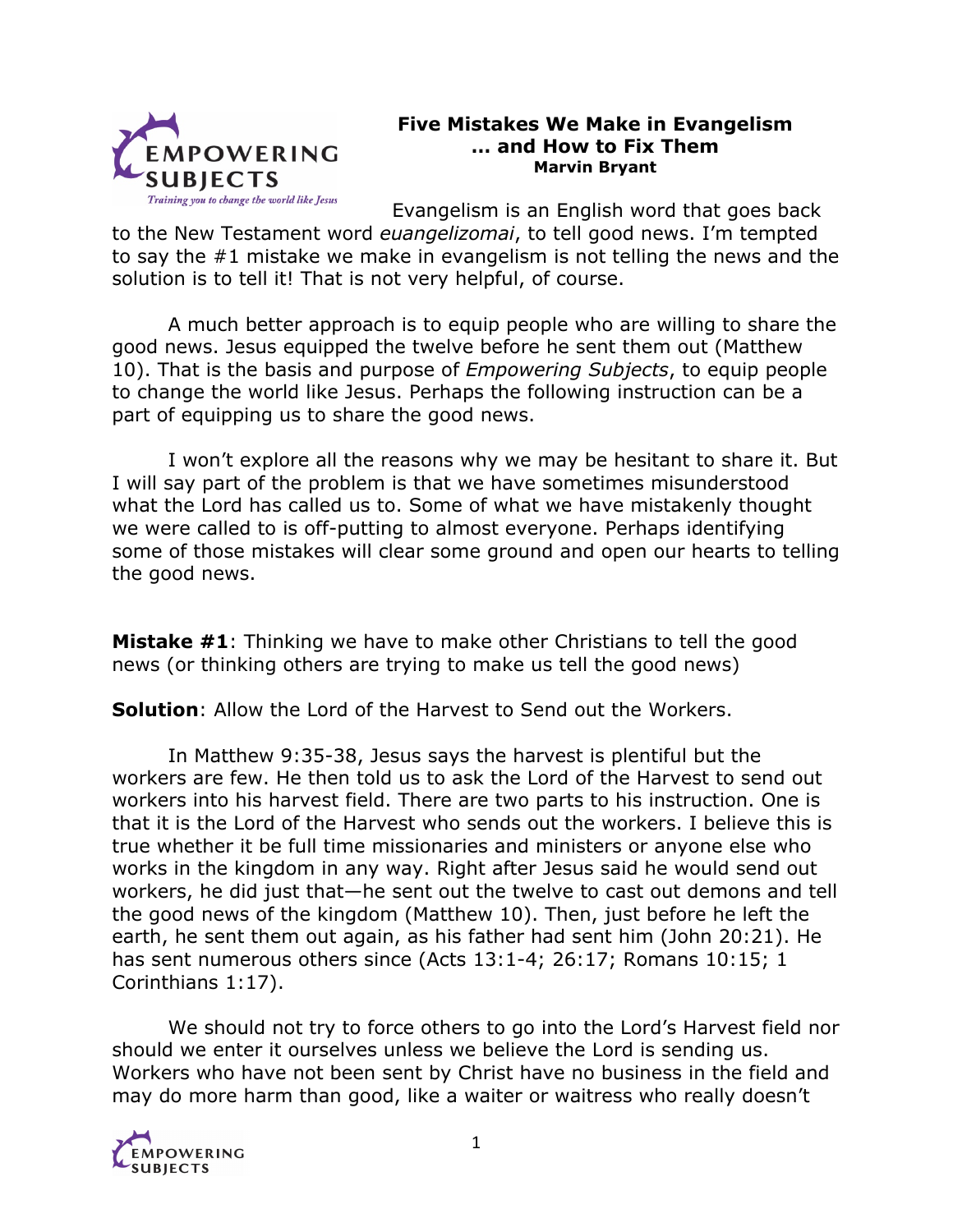# Five Mistakes We Make in Evangelism
## … and How to Fix Them
**Marvin Bryant**

Evangelism is an English word that goes back to the New Testament word *euangelizomai*, to tell good news. I'm tempted to say the #1 mistake we make in evangelism is not telling the news and the solution is to tell it! That is not very helpful, of course.

A much better approach is to equip people who are willing to share the good news. Jesus equipped the twelve before he sent them out (Matthew 10). That is the basis and purpose of *Empowering Subjects*, to equip people to change the world like Jesus. Perhaps the following instruction can be a part of equipping us to share the good news.

I won't explore all the reasons why we may be hesitant to share it. But I will say part of the problem is that we have sometimes misunderstood what the Lord has called us to. Some of what we have mistakenly thought we were called to is off-putting to almost everyone. Perhaps identifying some of those mistakes will clear some ground and open our hearts to telling the good news.

**Mistake #1**: Thinking we have to make other Christians to tell the good news (or thinking others are trying to make us tell the good news)

**Solution**: Allow the Lord of the Harvest to Send out the Workers.

In Matthew 9:35-38, Jesus says the harvest is plentiful but the workers are few. He then told us to ask the Lord of the Harvest to send out workers into his harvest field. There are two parts to his instruction. One is that it is the Lord of the Harvest who sends out the workers. I believe this is true whether it be full time missionaries and ministers or anyone else who works in the kingdom in any way. Right after Jesus said he would send out workers, he did just that—he sent out the twelve to cast out demons and tell the good news of the kingdom (Matthew 10). Then, just before he left the earth, he sent them out again, as his father had sent him (John 20:21). He has sent numerous others since (Acts 13:1-4; 26:17; Romans 10:15; 1 Corinthians 1:17).

We should not try to force others to go into the Lord's Harvest field nor should we enter it ourselves unless we believe the Lord is sending us. Workers who have not been sent by Christ have no business in the field and may do more harm than good, like a waiter or waitress who really doesn't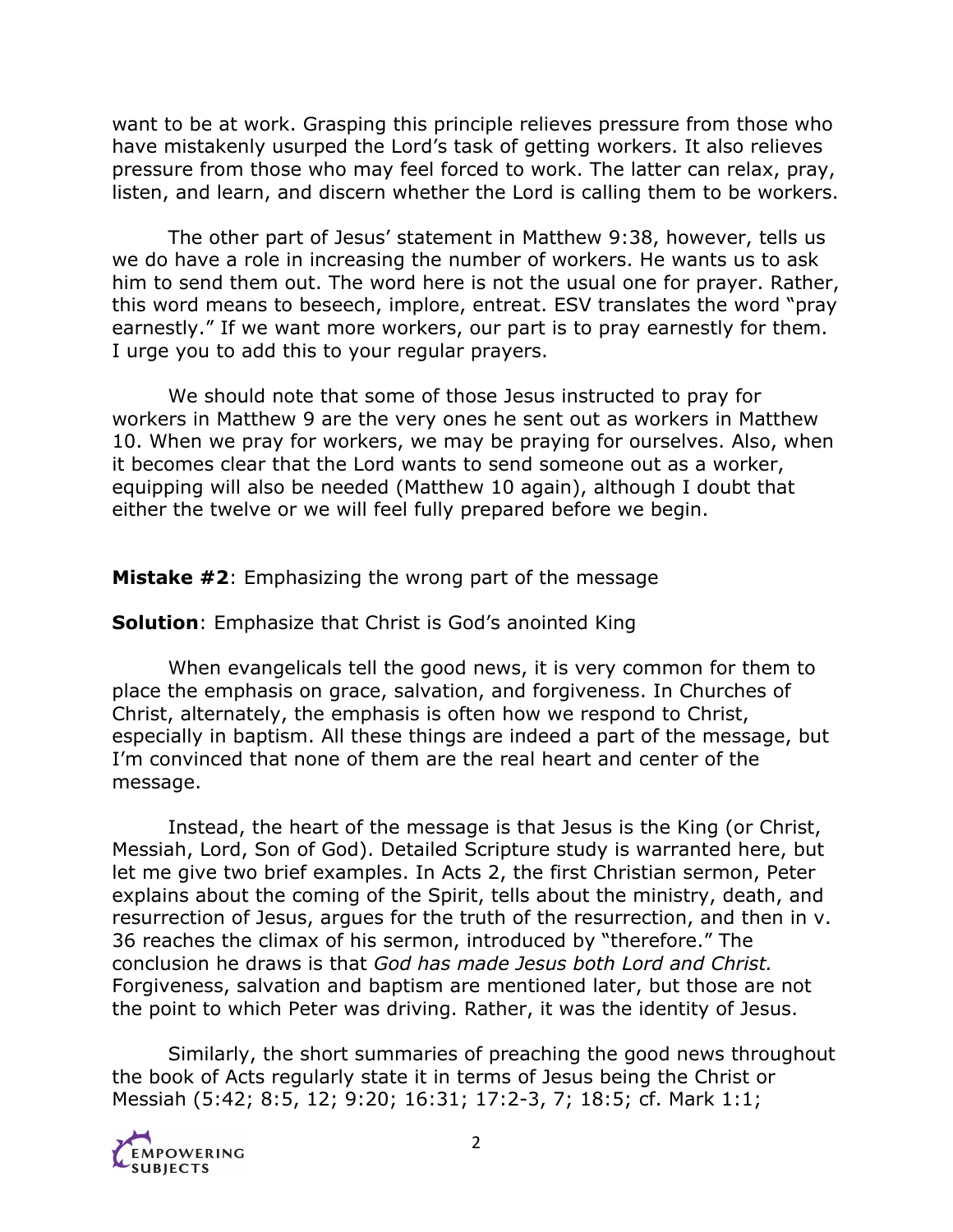want to be at work. Grasping this principle relieves pressure from those who have mistakenly usurped the Lord's task of getting workers. It also relieves pressure from those who may feel forced to work. The latter can relax, pray, listen, and learn, and discern whether the Lord is calling them to be workers.

The other part of Jesus' statement in Matthew 9:38, however, tells us we do have a role in increasing the number of workers. He wants us to ask him to send them out. The word here is not the usual one for prayer. Rather, this word means to beseech, implore, entreat. ESV translates the word "pray earnestly." If we want more workers, our part is to pray earnestly for them. I urge you to add this to your regular prayers.

We should note that some of those Jesus instructed to pray for workers in Matthew 9 are the very ones he sent out as workers in Matthew 10. When we pray for workers, we may be praying for ourselves. Also, when it becomes clear that the Lord wants to send someone out as a worker, equipping will also be needed (Matthew 10 again), although I doubt that either the twelve or we will feel fully prepared before we begin.

**Mistake #2**: Emphasizing the wrong part of the message

**Solution**: Emphasize that Christ is God's anointed King

When evangelicals tell the good news, it is very common for them to place the emphasis on grace, salvation, and forgiveness. In Churches of Christ, alternately, the emphasis is often how we respond to Christ, especially in baptism. All these things are indeed a part of the message, but I'm convinced that none of them are the real heart and center of the message.

Instead, the heart of the message is that Jesus is the King (or Christ, Messiah, Lord, Son of God). Detailed Scripture study is warranted here, but let me give two brief examples. In Acts 2, the first Christian sermon, Peter explains about the coming of the Spirit, tells about the ministry, death, and resurrection of Jesus, argues for the truth of the resurrection, and then in v. 36 reaches the climax of his sermon, introduced by "therefore." The conclusion he draws is that *God has made Jesus both Lord and Christ.* Forgiveness, salvation and baptism are mentioned later, but those are not the point to which Peter was driving. Rather, it was the identity of Jesus.

Similarly, the short summaries of preaching the good news throughout the book of Acts regularly state it in terms of Jesus being the Christ or Messiah (5:42; 8:5, 12; 9:20; 16:31; 17:2-3, 7; 18:5; cf. Mark 1:1;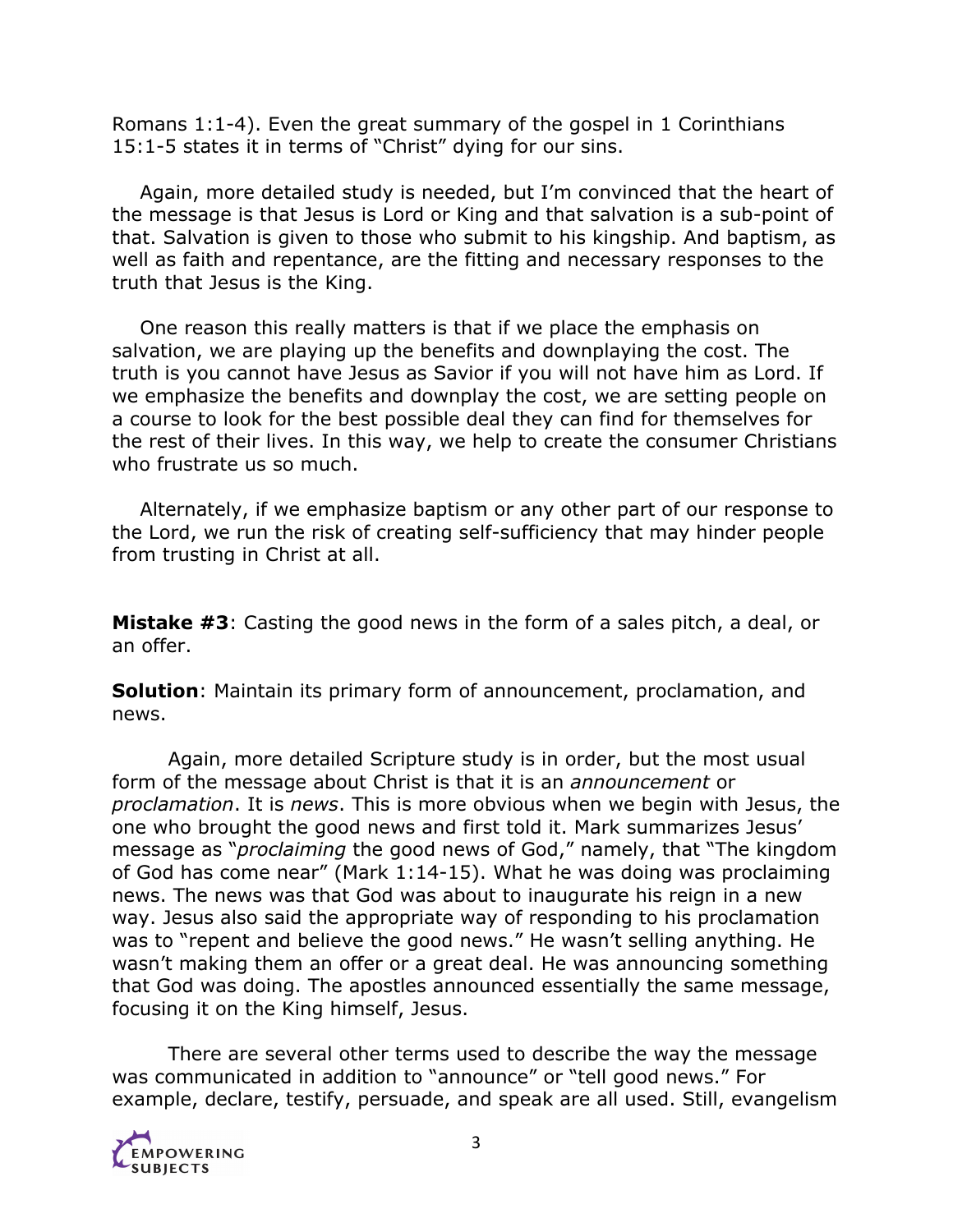Romans 1:1-4). Even the great summary of the gospel in 1 Corinthians 15:1-5 states it in terms of "Christ" dying for our sins.

Again, more detailed study is needed, but I'm convinced that the heart of the message is that Jesus is Lord or King and that salvation is a sub-point of that. Salvation is given to those who submit to his kingship. And baptism, as well as faith and repentance, are the fitting and necessary responses to the truth that Jesus is the King.

One reason this really matters is that if we place the emphasis on salvation, we are playing up the benefits and downplaying the cost. The truth is you cannot have Jesus as Savior if you will not have him as Lord. If we emphasize the benefits and downplay the cost, we are setting people on a course to look for the best possible deal they can find for themselves for the rest of their lives. In this way, we help to create the consumer Christians who frustrate us so much.

Alternately, if we emphasize baptism or any other part of our response to the Lord, we run the risk of creating self-sufficiency that may hinder people from trusting in Christ at all.

**Mistake #3**: Casting the good news in the form of a sales pitch, a deal, or an offer.

**Solution**: Maintain its primary form of announcement, proclamation, and news.

Again, more detailed Scripture study is in order, but the most usual form of the message about Christ is that it is an *announcement* or *proclamation*. It is *news*. This is more obvious when we begin with Jesus, the one who brought the good news and first told it. Mark summarizes Jesus' message as "*proclaiming* the good news of God," namely, that "The kingdom of God has come near" (Mark 1:14-15). What he was doing was proclaiming news. The news was that God was about to inaugurate his reign in a new way. Jesus also said the appropriate way of responding to his proclamation was to "repent and believe the good news." He wasn't selling anything. He wasn't making them an offer or a great deal. He was announcing something that God was doing. The apostles announced essentially the same message, focusing it on the King himself, Jesus.

There are several other terms used to describe the way the message was communicated in addition to "announce" or "tell good news." For example, declare, testify, persuade, and speak are all used. Still, evangelism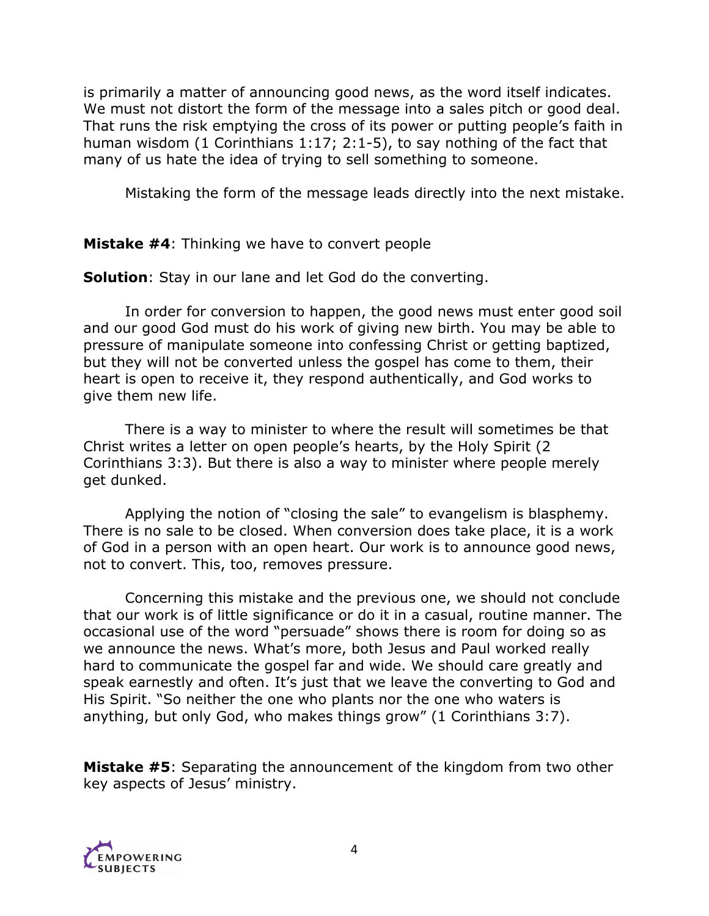is primarily a matter of announcing good news, as the word itself indicates. We must not distort the form of the message into a sales pitch or good deal. That runs the risk emptying the cross of its power or putting people's faith in human wisdom (1 Corinthians 1:17; 2:1-5), to say nothing of the fact that many of us hate the idea of trying to sell something to someone.

Mistaking the form of the message leads directly into the next mistake.

**Mistake #4**: Thinking we have to convert people

**Solution**: Stay in our lane and let God do the converting.

In order for conversion to happen, the good news must enter good soil and our good God must do his work of giving new birth. You may be able to pressure of manipulate someone into confessing Christ or getting baptized, but they will not be converted unless the gospel has come to them, their heart is open to receive it, they respond authentically, and God works to give them new life.

There is a way to minister to where the result will sometimes be that Christ writes a letter on open people's hearts, by the Holy Spirit (2 Corinthians 3:3). But there is also a way to minister where people merely get dunked.

Applying the notion of "closing the sale" to evangelism is blasphemy. There is no sale to be closed. When conversion does take place, it is a work of God in a person with an open heart. Our work is to announce good news, not to convert. This, too, removes pressure.

Concerning this mistake and the previous one, we should not conclude that our work is of little significance or do it in a casual, routine manner. The occasional use of the word "persuade" shows there is room for doing so as we announce the news. What's more, both Jesus and Paul worked really hard to communicate the gospel far and wide. We should care greatly and speak earnestly and often. It's just that we leave the converting to God and His Spirit. "So neither the one who plants nor the one who waters is anything, but only God, who makes things grow" (1 Corinthians 3:7).

**Mistake #5**: Separating the announcement of the kingdom from two other key aspects of Jesus' ministry.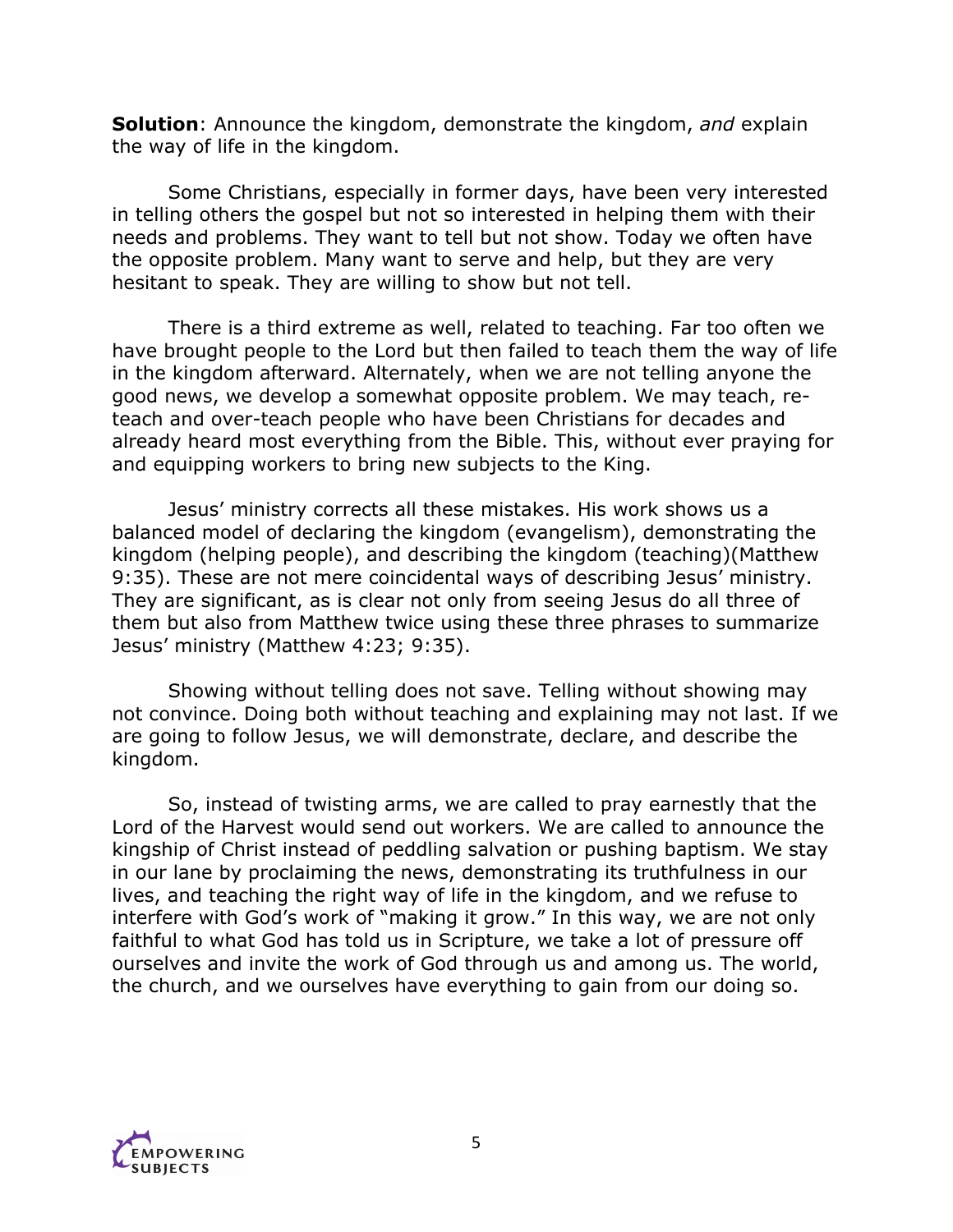**Solution**: Announce the kingdom, demonstrate the kingdom, *and* explain the way of life in the kingdom.

Some Christians, especially in former days, have been very interested in telling others the gospel but not so interested in helping them with their needs and problems. They want to tell but not show. Today we often have the opposite problem. Many want to serve and help, but they are very hesitant to speak. They are willing to show but not tell.

There is a third extreme as well, related to teaching. Far too often we have brought people to the Lord but then failed to teach them the way of life in the kingdom afterward. Alternately, when we are not telling anyone the good news, we develop a somewhat opposite problem. We may teach, re-teach and over-teach people who have been Christians for decades and already heard most everything from the Bible. This, without ever praying for and equipping workers to bring new subjects to the King.

Jesus' ministry corrects all these mistakes. His work shows us a balanced model of declaring the kingdom (evangelism), demonstrating the kingdom (helping people), and describing the kingdom (teaching)(Matthew 9:35). These are not mere coincidental ways of describing Jesus' ministry. They are significant, as is clear not only from seeing Jesus do all three of them but also from Matthew twice using these three phrases to summarize Jesus' ministry (Matthew 4:23; 9:35).

Showing without telling does not save. Telling without showing may not convince. Doing both without teaching and explaining may not last. If we are going to follow Jesus, we will demonstrate, declare, and describe the kingdom.

So, instead of twisting arms, we are called to pray earnestly that the Lord of the Harvest would send out workers. We are called to announce the kingship of Christ instead of peddling salvation or pushing baptism. We stay in our lane by proclaiming the news, demonstrating its truthfulness in our lives, and teaching the right way of life in the kingdom, and we refuse to interfere with God's work of "making it grow." In this way, we are not only faithful to what God has told us in Scripture, we take a lot of pressure off ourselves and invite the work of God through us and among us. The world, the church, and we ourselves have everything to gain from our doing so.